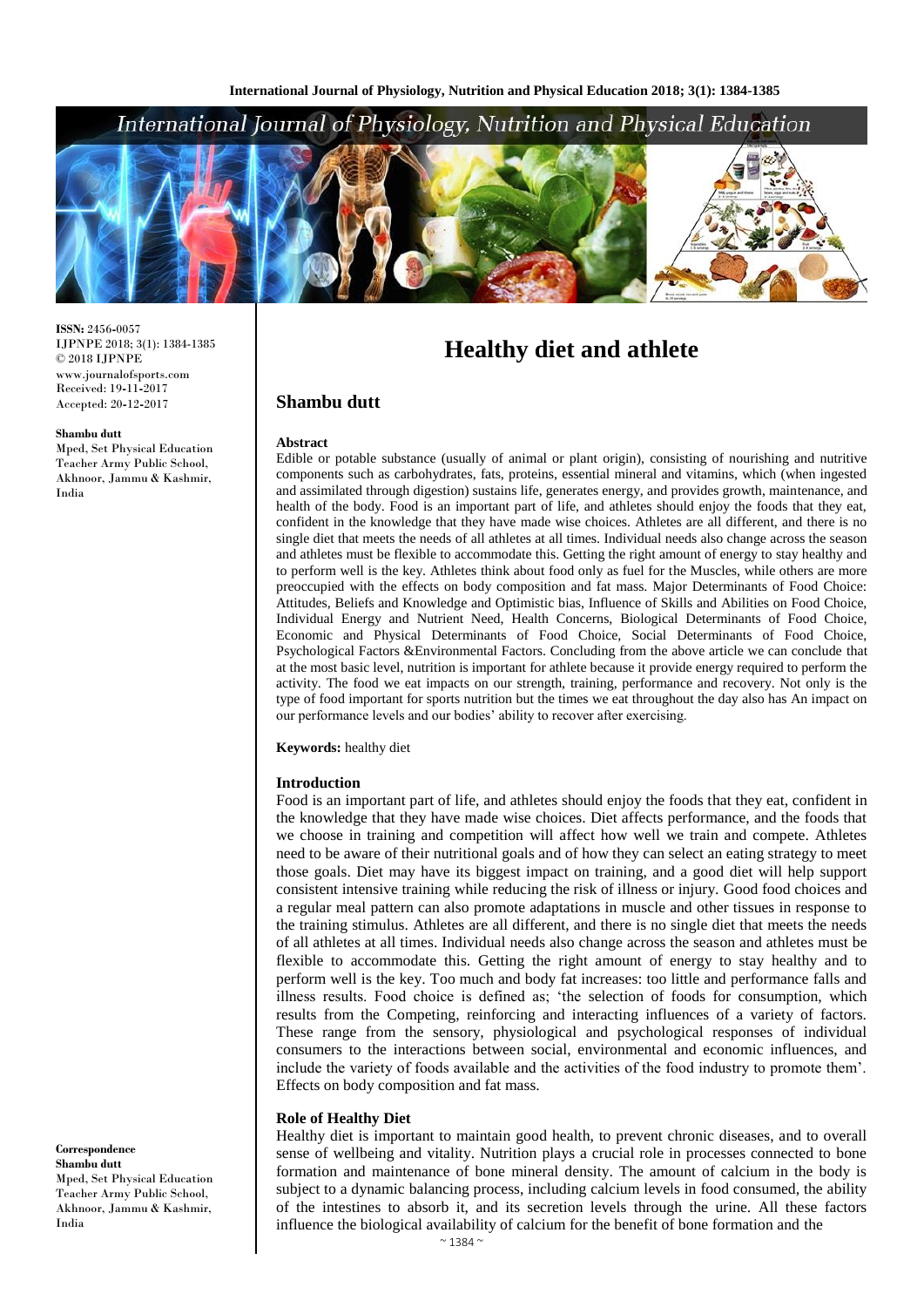ISSN: 2456-0057
IJPNPE 2018; 3(1): 1384-1385
© 2018 IJPNPE
www.journalofsports.com
Received: 19-11-2017
Accepted: 20-12-2017

**Shambu dutt**
Mped, Set Physical Education Teacher Army Public School, Akhnoor, Jammu & Kashmir, India

**Correspondence**
**Shambu dutt**
Mped, Set Physical Education Teacher Army Public School, Akhnoor, Jammu & Kashmir, India

# Healthy diet and athlete

## Shambu dutt

### Abstract

Edible or potable substance (usually of animal or plant origin), consisting of nourishing and nutritive components such as carbohydrates, fats, proteins, essential mineral and vitamins, which (when ingested and assimilated through digestion) sustains life, generates energy, and provides growth, maintenance, and health of the body. Food is an important part of life, and athletes should enjoy the foods that they eat, confident in the knowledge that they have made wise choices. Athletes are all different, and there is no single diet that meets the needs of all athletes at all times. Individual needs also change across the season and athletes must be flexible to accommodate this. Getting the right amount of energy to stay healthy and to perform well is the key. Athletes think about food only as fuel for the Muscles, while others are more preoccupied with the effects on body composition and fat mass. Major Determinants of Food Choice: Attitudes, Beliefs and Knowledge and Optimistic bias, Influence of Skills and Abilities on Food Choice, Individual Energy and Nutrient Need, Health Concerns, Biological Determinants of Food Choice, Economic and Physical Determinants of Food Choice, Social Determinants of Food Choice, Psychological Factors &Environmental Factors. Concluding from the above article we can conclude that at the most basic level, nutrition is important for athlete because it provide energy required to perform the activity. The food we eat impacts on our strength, training, performance and recovery. Not only is the type of food important for sports nutrition but the times we eat throughout the day also has An impact on our performance levels and our bodies' ability to recover after exercising.

**Keywords:** healthy diet

### Introduction

Food is an important part of life, and athletes should enjoy the foods that they eat, confident in the knowledge that they have made wise choices. Diet affects performance, and the foods that we choose in training and competition will affect how well we train and compete. Athletes need to be aware of their nutritional goals and of how they can select an eating strategy to meet those goals. Diet may have its biggest impact on training, and a good diet will help support consistent intensive training while reducing the risk of illness or injury. Good food choices and a regular meal pattern can also promote adaptations in muscle and other tissues in response to the training stimulus. Athletes are all different, and there is no single diet that meets the needs of all athletes at all times. Individual needs also change across the season and athletes must be flexible to accommodate this. Getting the right amount of energy to stay healthy and to perform well is the key. Too much and body fat increases: too little and performance falls and illness results. Food choice is defined as; 'the selection of foods for consumption, which results from the Competing, reinforcing and interacting influences of a variety of factors. These range from the sensory, physiological and psychological responses of individual consumers to the interactions between social, environmental and economic influences, and include the variety of foods available and the activities of the food industry to promote them'. Effects on body composition and fat mass.

### Role of Healthy Diet

Healthy diet is important to maintain good health, to prevent chronic diseases, and to overall sense of wellbeing and vitality. Nutrition plays a crucial role in processes connected to bone formation and maintenance of bone mineral density. The amount of calcium in the body is subject to a dynamic balancing process, including calcium levels in food consumed, the ability of the intestines to absorb it, and its secretion levels through the urine. All these factors influence the biological availability of calcium for the benefit of bone formation and the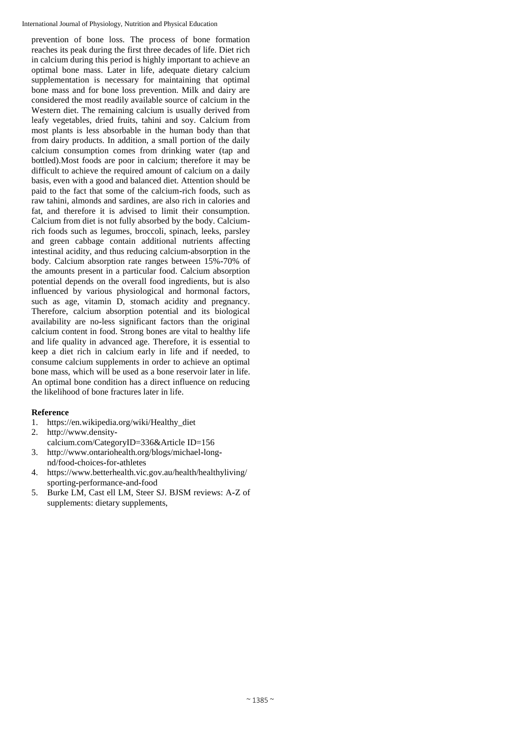prevention of bone loss. The process of bone formation reaches its peak during the first three decades of life. Diet rich in calcium during this period is highly important to achieve an optimal bone mass. Later in life, adequate dietary calcium supplementation is necessary for maintaining that optimal bone mass and for bone loss prevention. Milk and dairy are considered the most readily available source of calcium in the Western diet. The remaining calcium is usually derived from leafy vegetables, dried fruits, tahini and soy. Calcium from most plants is less absorbable in the human body than that from dairy products. In addition, a small portion of the daily calcium consumption comes from drinking water (tap and bottled).Most foods are poor in calcium; therefore it may be difficult to achieve the required amount of calcium on a daily basis, even with a good and balanced diet. Attention should be paid to the fact that some of the calcium-rich foods, such as raw tahini, almonds and sardines, are also rich in calories and fat, and therefore it is advised to limit their consumption. Calcium from diet is not fully absorbed by the body. Calcium-rich foods such as legumes, broccoli, spinach, leeks, parsley and green cabbage contain additional nutrients affecting intestinal acidity, and thus reducing calcium-absorption in the body. Calcium absorption rate ranges between 15%-70% of the amounts present in a particular food. Calcium absorption potential depends on the overall food ingredients, but is also influenced by various physiological and hormonal factors, such as age, vitamin D, stomach acidity and pregnancy. Therefore, calcium absorption potential and its biological availability are no-less significant factors than the original calcium content in food. Strong bones are vital to healthy life and life quality in advanced age. Therefore, it is essential to keep a diet rich in calcium early in life and if needed, to consume calcium supplements in order to achieve an optimal bone mass, which will be used as a bone reservoir later in life. An optimal bone condition has a direct influence on reducing the likelihood of bone fractures later in life.

## Reference

1. https://en.wikipedia.org/wiki/Healthy_diet
2. http://www.density-calcium.com/CategoryID=336&Article ID=156
3. http://www.ontariohealth.org/blogs/michael-long-nd/food-choices-for-athletes
4. https://www.betterhealth.vic.gov.au/health/healthyliving/sporting-performance-and-food
5. Burke LM, Cast ell LM, Steer SJ. BJSM reviews: A-Z of supplements: dietary supplements,